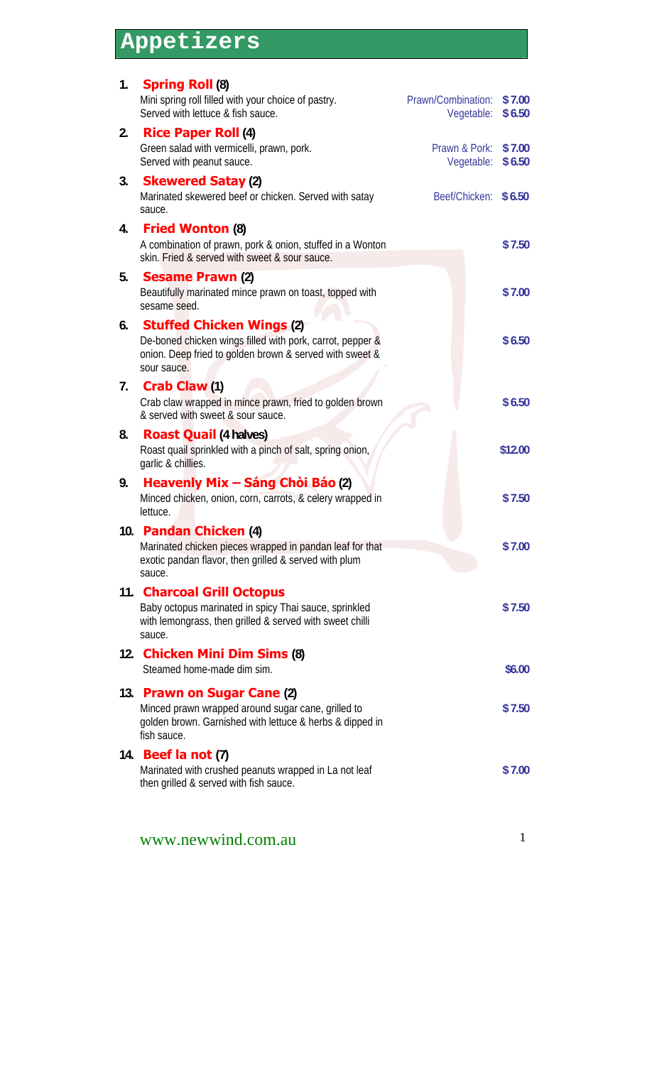# Appetizers

1. **Spring Roll (8)**
   Mini spring roll filled with your choice of pastry. Served with lettuce & fish sauce.
   Prawn/Combination: **$7.00**
   Vegetable: **$6.50**

2. **Rice Paper Roll (4)**
   Green salad with vermicelli, prawn, pork. Served with peanut sauce.
   Prawn & Pork: **$7.00**
   Vegetable: **$6.50**

3. **Skewered Satay (2)**
   Marinated skewered beef or chicken. Served with satay sauce.
   Beef/Chicken: **$6.50**

4. **Fried Wonton (8)**
   A combination of prawn, pork & onion, stuffed in a Wonton skin. Fried & served with sweet & sour sauce.
   **$7.50**

5. **Sesame Prawn (2)**
   Beautifully marinated mince prawn on toast, topped with sesame seed.
   **$7.00**

6. **Stuffed Chicken Wings (2)**
   De-boned chicken wings filled with pork, carrot, pepper & onion. Deep fried to golden brown & served with sweet & sour sauce.
   **$6.50**

7. **Crab Claw (1)**
   Crab claw wrapped in mince prawn, fried to golden brown & served with sweet & sour sauce.
   **$6.50**

8. **Roast Quail (4 halves)**
   Roast quail sprinkled with a pinch of salt, spring onion, garlic & chillies.
   **$12.00**

9. **Heavenly Mix – Sáng Chòi Báo (2)**
   Minced chicken, onion, corn, carrots, & celery wrapped in lettuce.
   **$7.50**

10. **Pandan Chicken (4)**
    Marinated chicken pieces wrapped in pandan leaf for that exotic pandan flavor, then grilled & served with plum sauce.
    **$7.00**

11. **Charcoal Grill Octopus**
    Baby octopus marinated in spicy Thai sauce, sprinkled with lemongrass, then grilled & served with sweet chilli sauce.
    **$7.50**

12. **Chicken Mini Dim Sims (8)**
    Steamed home-made dim sim.
    **$6.00**

13. **Prawn on Sugar Cane (2)**
    Minced prawn wrapped around sugar cane, grilled to golden brown. Garnished with lettuce & herbs & dipped in fish sauce.
    **$7.50**

14. **Beef la not (7)**
    Marinated with crushed peanuts wrapped in La not leaf then grilled & served with fish sauce.
    **$7.00**

www.newwind.com.au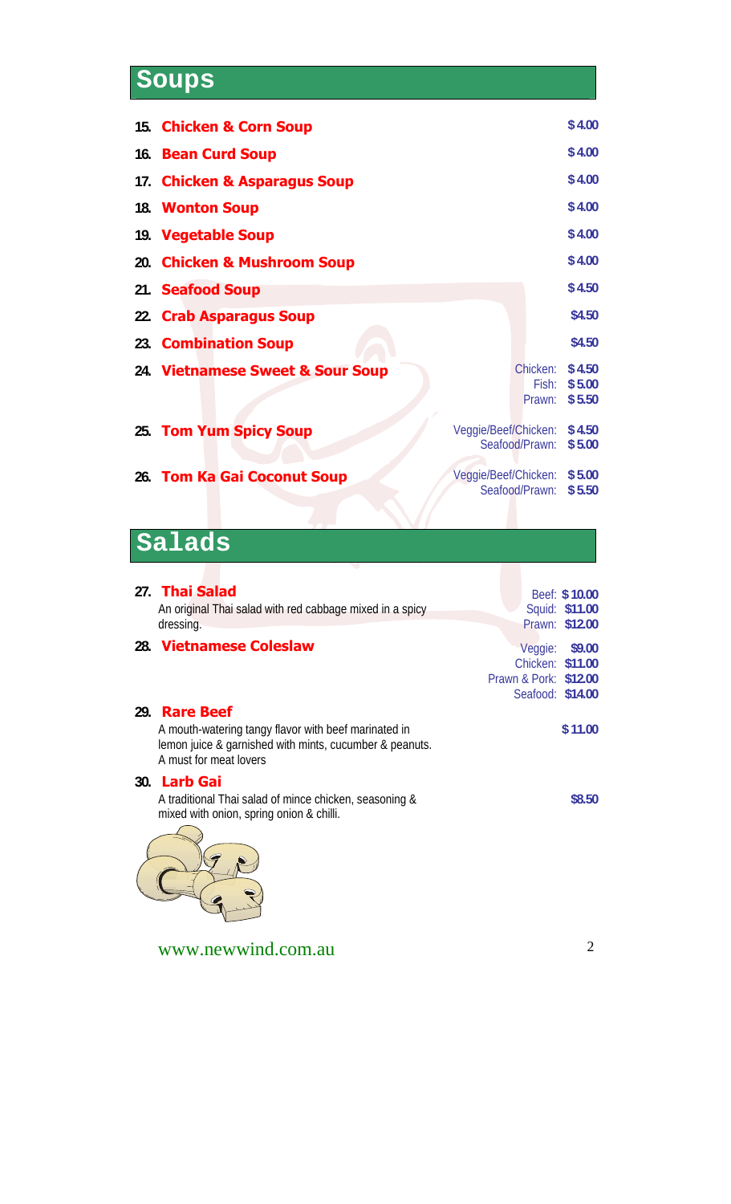## Soups

**15. Chicken & Corn Soup** — $4.00

**16. Bean Curd Soup** — $4.00

**17. Chicken & Asparagus Soup** — $4.00

**18. Wonton Soup** — $4.00

**19. Vegetable Soup** — $4.00

**20. Chicken & Mushroom Soup** — $4.00

**21. Seafood Soup** — $4.50

**22. Crab Asparagus Soup** — $4.50

**23. Combination Soup** — $4.50

**24. Vietnamese Sweet & Sour Soup**
Chicken: $4.50
Fish: $5.00
Prawn: $5.50

**25. Tom Yum Spicy Soup**
Veggie/Beef/Chicken: $4.50
Seafood/Prawn: $5.00

**26. Tom Ka Gai Coconut Soup**
Veggie/Beef/Chicken: $5.00
Seafood/Prawn: $5.50

## Salads

**27. Thai Salad**
An original Thai salad with red cabbage mixed in a spicy dressing.
Beef: $10.00
Squid: $11.00
Prawn: $12.00

**28. Vietnamese Coleslaw**
Veggie: $9.00
Chicken: $11.00
Prawn & Pork: $12.00
Seafood: $14.00

**29. Rare Beef**
A mouth-watering tangy flavor with beef marinated in lemon juice & garnished with mints, cucumber & peanuts. A must for meat lovers — $11.00

**30. Larb Gai**
A traditional Thai salad of mince chicken, seasoning & mixed with onion, spring onion & chilli. — $8.50

www.newwind.com.au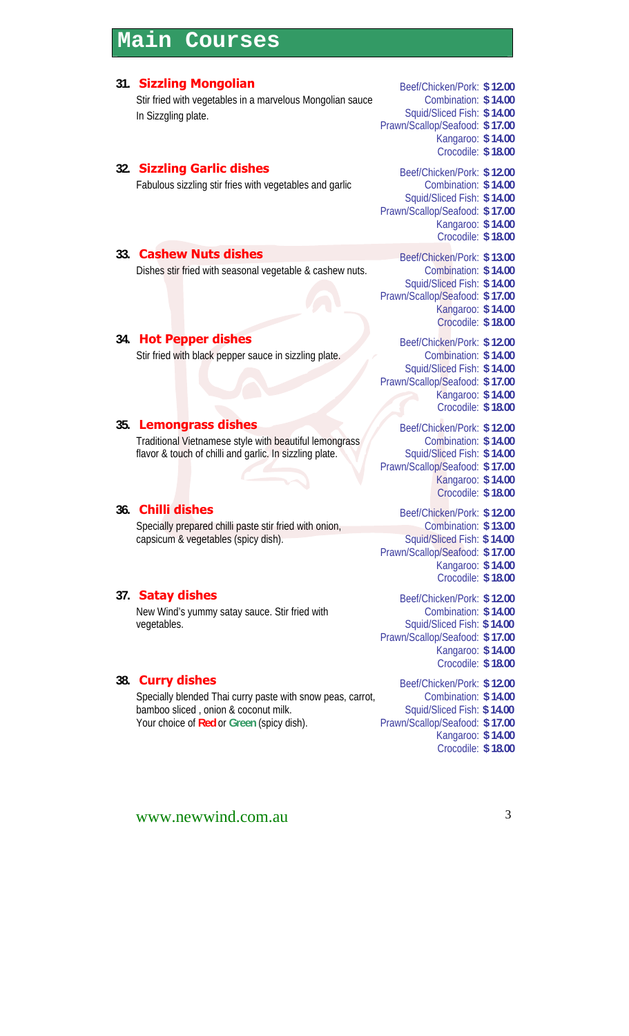# Main Courses

### 31. Sizzling Mongolian

Stir fried with vegetables in a marvelous Mongolian sauce In Sizzgling plate.

| | |
|---|---|
| Beef/Chicken/Pork: | $12.00 |
| Combination: | $14.00 |
| Squid/Sliced Fish: | $14.00 |
| Prawn/Scallop/Seafood: | $17.00 |
| Kangaroo: | $14.00 |
| Crocodile: | $18.00 |

### 32. Sizzling Garlic dishes

Fabulous sizzling stir fries with vegetables and garlic

| | |
|---|---|
| Beef/Chicken/Pork: | $12.00 |
| Combination: | $14.00 |
| Squid/Sliced Fish: | $14.00 |
| Prawn/Scallop/Seafood: | $17.00 |
| Kangaroo: | $14.00 |
| Crocodile: | $18.00 |

### 33. Cashew Nuts dishes

Dishes stir fried with seasonal vegetable & cashew nuts.

| | |
|---|---|
| Beef/Chicken/Pork: | $13.00 |
| Combination: | $14.00 |
| Squid/Sliced Fish: | $14.00 |
| Prawn/Scallop/Seafood: | $17.00 |
| Kangaroo: | $14.00 |
| Crocodile: | $18.00 |

### 34. Hot Pepper dishes

Stir fried with black pepper sauce in sizzling plate.

| | |
|---|---|
| Beef/Chicken/Pork: | $12.00 |
| Combination: | $14.00 |
| Squid/Sliced Fish: | $14.00 |
| Prawn/Scallop/Seafood: | $17.00 |
| Kangaroo: | $14.00 |
| Crocodile: | $18.00 |

### 35. Lemongrass dishes

Traditional Vietnamese style with beautiful lemongrass flavor & touch of chilli and garlic. In sizzling plate.

| | |
|---|---|
| Beef/Chicken/Pork: | $12.00 |
| Combination: | $14.00 |
| Squid/Sliced Fish: | $14.00 |
| Prawn/Scallop/Seafood: | $17.00 |
| Kangaroo: | $14.00 |
| Crocodile: | $18.00 |

### 36. Chilli dishes

Specially prepared chilli paste stir fried with onion, capsicum & vegetables (spicy dish).

| | |
|---|---|
| Beef/Chicken/Pork: | $12.00 |
| Combination: | $13.00 |
| Squid/Sliced Fish: | $14.00 |
| Prawn/Scallop/Seafood: | $17.00 |
| Kangaroo: | $14.00 |
| Crocodile: | $18.00 |

### 37. Satay dishes

New Wind's yummy satay sauce. Stir fried with vegetables.

| | |
|---|---|
| Beef/Chicken/Pork: | $12.00 |
| Combination: | $14.00 |
| Squid/Sliced Fish: | $14.00 |
| Prawn/Scallop/Seafood: | $17.00 |
| Kangaroo: | $14.00 |
| Crocodile: | $18.00 |

### 38. Curry dishes

Specially blended Thai curry paste with snow peas, carrot, bamboo sliced , onion & coconut milk.
Your choice of **Red** or **Green** (spicy dish).

| | |
|---|---|
| Beef/Chicken/Pork: | $12.00 |
| Combination: | $14.00 |
| Squid/Sliced Fish: | $14.00 |
| Prawn/Scallop/Seafood: | $17.00 |
| Kangaroo: | $14.00 |
| Crocodile: | $18.00 |

www.newwind.com.au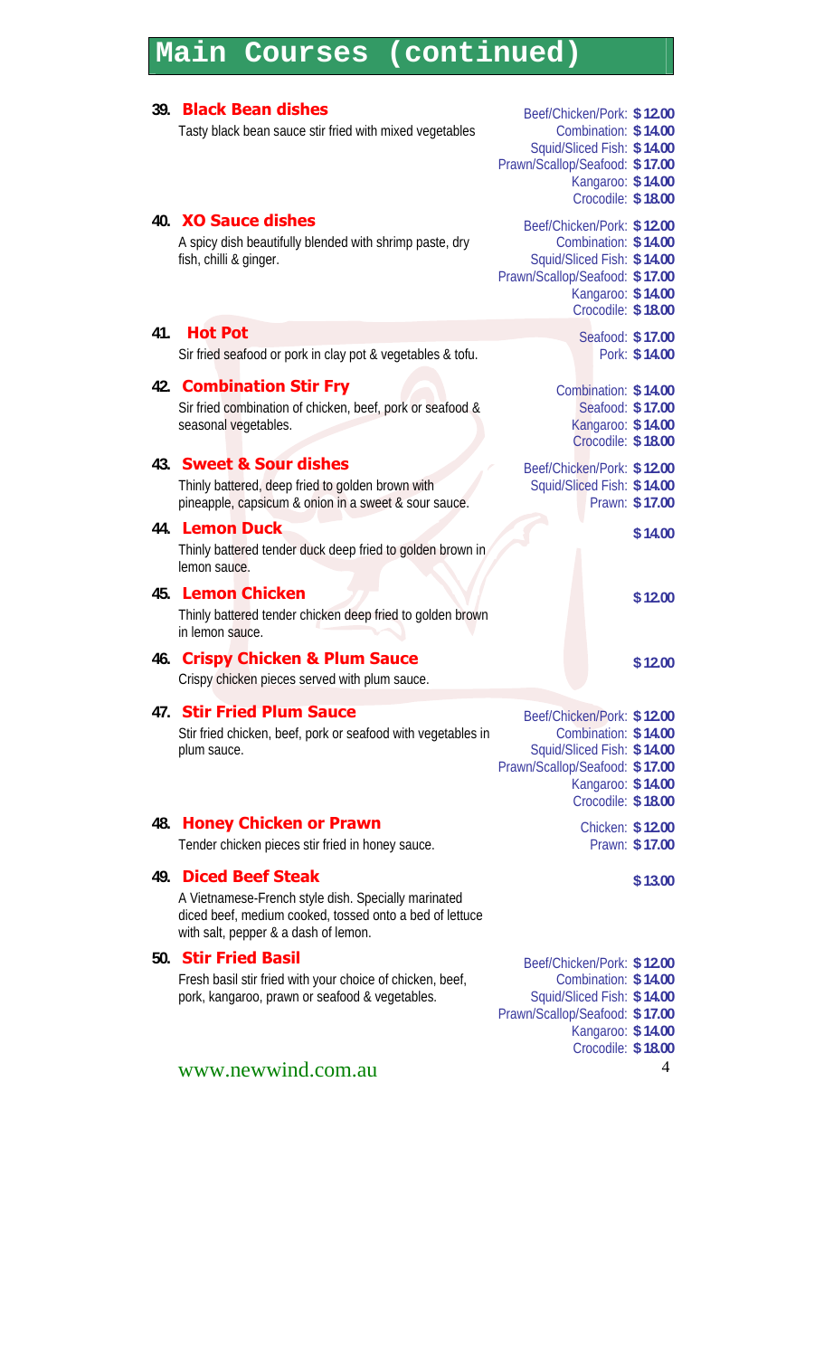# Main Courses (continued)

### 39. Black Bean dishes

Tasty black bean sauce stir fried with mixed vegetables

| | |
|---|---|
| Beef/Chicken/Pork: | $12.00 |
| Combination: | $14.00 |
| Squid/Sliced Fish: | $14.00 |
| Prawn/Scallop/Seafood: | $17.00 |
| Kangaroo: | $14.00 |
| Crocodile: | $18.00 |

### 40. XO Sauce dishes

A spicy dish beautifully blended with shrimp paste, dry fish, chilli & ginger.

| | |
|---|---|
| Beef/Chicken/Pork: | $12.00 |
| Combination: | $14.00 |
| Squid/Sliced Fish: | $14.00 |
| Prawn/Scallop/Seafood: | $17.00 |
| Kangaroo: | $14.00 |
| Crocodile: | $18.00 |

### 41. Hot Pot

Sir fried seafood or pork in clay pot & vegetables & tofu.

| | |
|---|---|
| Seafood: | $17.00 |
| Pork: | $14.00 |

### 42. Combination Stir Fry

Sir fried combination of chicken, beef, pork or seafood & seasonal vegetables.

| | |
|---|---|
| Combination: | $14.00 |
| Seafood: | $17.00 |
| Kangaroo: | $14.00 |
| Crocodile: | $18.00 |

### 43. Sweet & Sour dishes

Thinly battered, deep fried to golden brown with pineapple, capsicum & onion in a sweet & sour sauce.

| | |
|---|---|
| Beef/Chicken/Pork: | $12.00 |
| Squid/Sliced Fish: | $14.00 |
| Prawn: | $17.00 |

### 44. Lemon Duck

Thinly battered tender duck deep fried to golden brown in lemon sauce.

$14.00

### 45. Lemon Chicken

Thinly battered tender chicken deep fried to golden brown in lemon sauce.

$12.00

### 46. Crispy Chicken & Plum Sauce

Crispy chicken pieces served with plum sauce.

$12.00

### 47. Stir Fried Plum Sauce

Stir fried chicken, beef, pork or seafood with vegetables in plum sauce.

| | |
|---|---|
| Beef/Chicken/Pork: | $12.00 |
| Combination: | $14.00 |
| Squid/Sliced Fish: | $14.00 |
| Prawn/Scallop/Seafood: | $17.00 |
| Kangaroo: | $14.00 |
| Crocodile: | $18.00 |

### 48. Honey Chicken or Prawn

Tender chicken pieces stir fried in honey sauce.

| | |
|---|---|
| Chicken: | $12.00 |
| Prawn: | $17.00 |

### 49. Diced Beef Steak

A Vietnamese-French style dish. Specially marinated diced beef, medium cooked, tossed onto a bed of lettuce with salt, pepper & a dash of lemon.

$13.00

### 50. Stir Fried Basil

Fresh basil stir fried with your choice of chicken, beef, pork, kangaroo, prawn or seafood & vegetables.

| | |
|---|---|
| Beef/Chicken/Pork: | $12.00 |
| Combination: | $14.00 |
| Squid/Sliced Fish: | $14.00 |
| Prawn/Scallop/Seafood: | $17.00 |
| Kangaroo: | $14.00 |
| Crocodile: | $18.00 |

www.newwind.com.au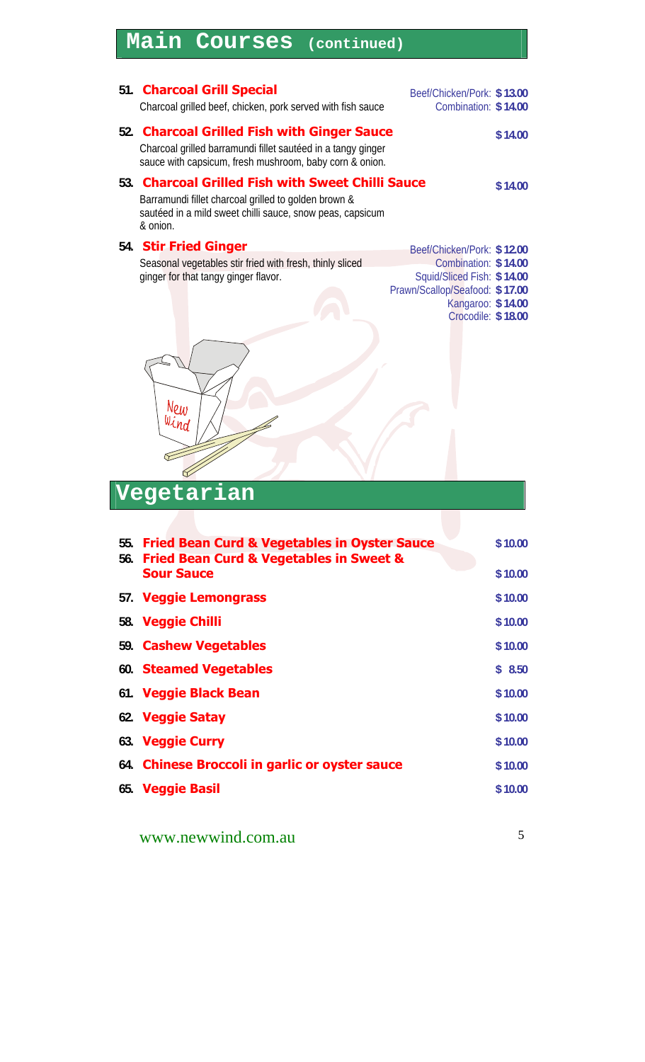# Main Courses (continued)

**51. Charcoal Grill Special**
Charcoal grilled beef, chicken, pork served with fish sauce
Beef/Chicken/Pork: $13.00
Combination: $14.00

**52. Charcoal Grilled Fish with Ginger Sauce** — $14.00
Charcoal grilled barramundi fillet sautéed in a tangy ginger sauce with capsicum, fresh mushroom, baby corn & onion.

**53. Charcoal Grilled Fish with Sweet Chilli Sauce** — $14.00
Barramundi fillet charcoal grilled to golden brown & sautéed in a mild sweet chilli sauce, snow peas, capsicum & onion.

**54. Stir Fried Ginger**
Seasonal vegetables stir fried with fresh, thinly sliced ginger for that tangy ginger flavor.
Beef/Chicken/Pork: $12.00
Combination: $14.00
Squid/Sliced Fish: $14.00
Prawn/Scallop/Seafood: $17.00
Kangaroo: $14.00
Crocodile: $18.00

# Vegetarian

| | Item | Price |
|---|---|---|
| 55. | **Fried Bean Curd & Vegetables in Oyster Sauce** | $10.00 |
| 56. | **Fried Bean Curd & Vegetables in Sweet & Sour Sauce** | $10.00 |
| 57. | **Veggie Lemongrass** | $10.00 |
| 58. | **Veggie Chilli** | $10.00 |
| 59. | **Cashew Vegetables** | $10.00 |
| 60. | **Steamed Vegetables** | $ 8.50 |
| 61. | **Veggie Black Bean** | $10.00 |
| 62. | **Veggie Satay** | $10.00 |
| 63. | **Veggie Curry** | $10.00 |
| 64. | **Chinese Broccoli in garlic or oyster sauce** | $10.00 |
| 65. | **Veggie Basil** | $10.00 |

www.newwind.com.au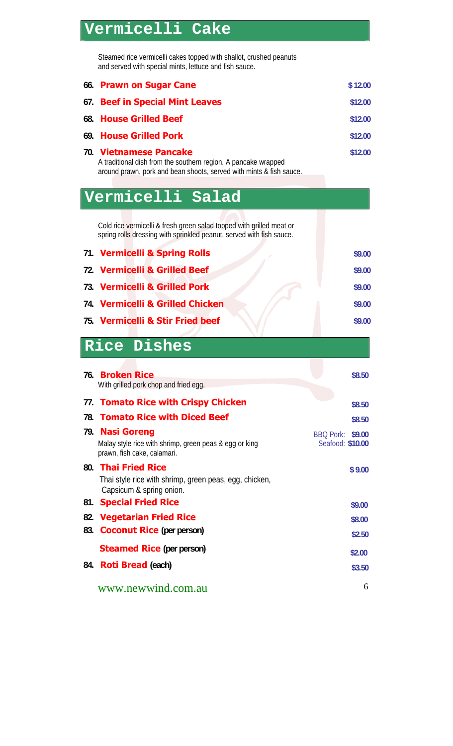## Vermicelli Cake

Steamed rice vermicelli cakes topped with shallot, crushed peanuts and served with special mints, lettuce and fish sauce.

| | Item | Price |
|---|---|---|
| 66. | **Prawn on Sugar Cane** | $12.00 |
| 67. | **Beef in Special Mint Leaves** | $12.00 |
| 68. | **House Grilled Beef** | $12.00 |
| 69. | **House Grilled Pork** | $12.00 |
| 70. | **Vietnamese Pancake**<br>A traditional dish from the southern region. A pancake wrapped around prawn, pork and bean shoots, served with mints & fish sauce. | $12.00 |

## Vermicelli Salad

Cold rice vermicelli & fresh green salad topped with grilled meat or spring rolls dressing with sprinkled peanut, served with fish sauce.

| | Item | Price |
|---|---|---|
| 71. | **Vermicelli & Spring Rolls** | $9.00 |
| 72. | **Vermicelli & Grilled Beef** | $9.00 |
| 73. | **Vermicelli & Grilled Pork** | $9.00 |
| 74. | **Vermicelli & Grilled Chicken** | $9.00 |
| 75. | **Vermicelli & Stir Fried beef** | $9.00 |

## Rice Dishes

| | Item | Price |
|---|---|---|
| 76. | **Broken Rice**<br>With grilled pork chop and fried egg. | $8.50 |
| 77. | **Tomato Rice with Crispy Chicken** | $8.50 |
| 78. | **Tomato Rice with Diced Beef** | $8.50 |
| 79. | **Nasi Goreng**<br>Malay style rice with shrimp, green peas & egg or king prawn, fish cake, calamari. | BBQ Pork: $9.00<br>Seafood: $10.00 |
| 80. | **Thai Fried Rice**<br>Thai style rice with shrimp, green peas, egg, chicken, Capsicum & spring onion. | $9.00 |
| 81. | **Special Fried Rice** | $9.00 |
| 82. | **Vegetarian Fried Rice** | $8.00 |
| 83. | **Coconut Rice** (per person) | $2.50 |
| | **Steamed Rice** (per person) | $2.00 |
| 84. | **Roti Bread** (each) | $3.50 |

www.newwind.com.au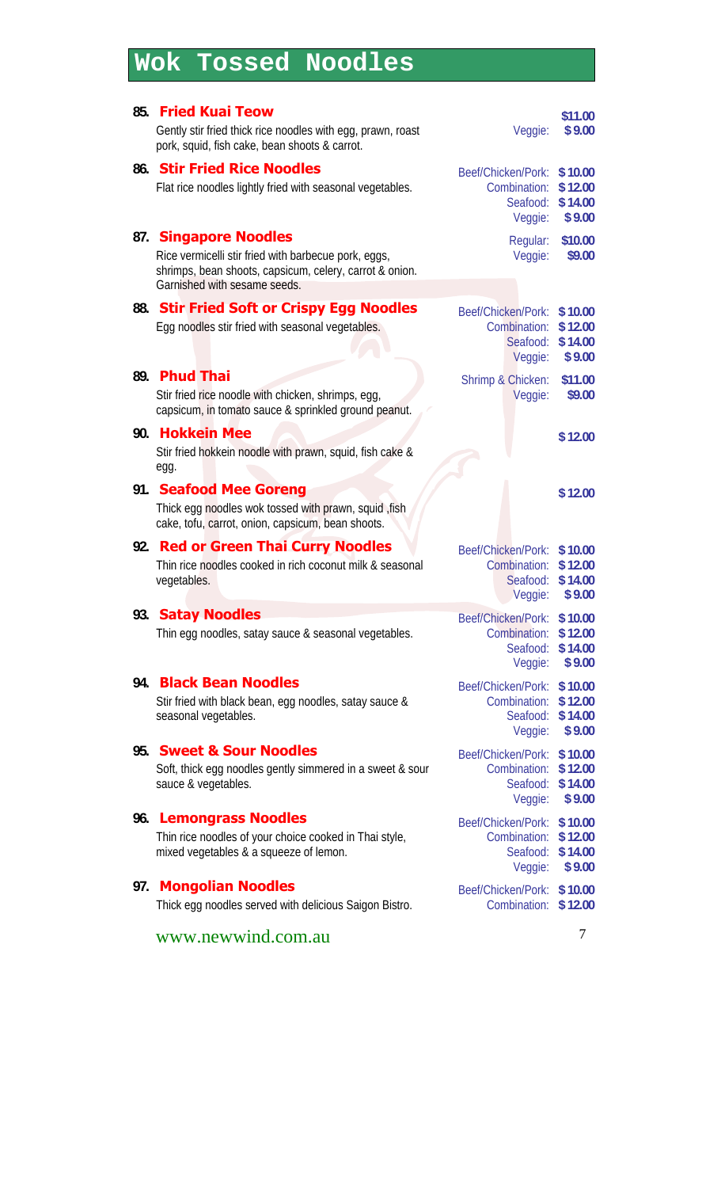# Wok Tossed Noodles

### 85. Fried Kuai Teow

Gently stir fried thick rice noodles with egg, prawn, roast pork, squid, fish cake, bean shoots & carrot.

| | |
|---|---|
| | $11.00 |
| Veggie: | $ 9.00 |

### 86. Stir Fried Rice Noodles

Flat rice noodles lightly fried with seasonal vegetables.

| | |
|---|---|
| Beef/Chicken/Pork: | $ 10.00 |
| Combination: | $ 12.00 |
| Seafood: | $ 14.00 |
| Veggie: | $ 9.00 |

### 87. Singapore Noodles

Rice vermicelli stir fried with barbecue pork, eggs, shrimps, bean shoots, capsicum, celery, carrot & onion. Garnished with sesame seeds.

| | |
|---|---|
| Regular: | $10.00 |
| Veggie: | $9.00 |

### 88. Stir Fried Soft or Crispy Egg Noodles

Egg noodles stir fried with seasonal vegetables.

| | |
|---|---|
| Beef/Chicken/Pork: | $ 10.00 |
| Combination: | $ 12.00 |
| Seafood: | $ 14.00 |
| Veggie: | $ 9.00 |

### 89. Phud Thai

Stir fried rice noodle with chicken, shrimps, egg, capsicum, in tomato sauce & sprinkled ground peanut.

| | |
|---|---|
| Shrimp & Chicken: | $11.00 |
| Veggie: | $9.00 |

### 90. Hokkein Mee

Stir fried hokkein noodle with prawn, squid, fish cake & egg.

$ 12.00

### 91. Seafood Mee Goreng

Thick egg noodles wok tossed with prawn, squid ,fish cake, tofu, carrot, onion, capsicum, bean shoots.

$ 12.00

### 92. Red or Green Thai Curry Noodles

Thin rice noodles cooked in rich coconut milk & seasonal vegetables.

| | |
|---|---|
| Beef/Chicken/Pork: | $ 10.00 |
| Combination: | $ 12.00 |
| Seafood: | $ 14.00 |
| Veggie: | $ 9.00 |

### 93. Satay Noodles

Thin egg noodles, satay sauce & seasonal vegetables.

| | |
|---|---|
| Beef/Chicken/Pork: | $ 10.00 |
| Combination: | $ 12.00 |
| Seafood: | $ 14.00 |
| Veggie: | $ 9.00 |

### 94. Black Bean Noodles

Stir fried with black bean, egg noodles, satay sauce & seasonal vegetables.

| | |
|---|---|
| Beef/Chicken/Pork: | $ 10.00 |
| Combination: | $ 12.00 |
| Seafood: | $ 14.00 |
| Veggie: | $ 9.00 |

### 95. Sweet & Sour Noodles

Soft, thick egg noodles gently simmered in a sweet & sour sauce & vegetables.

| | |
|---|---|
| Beef/Chicken/Pork: | $ 10.00 |
| Combination: | $ 12.00 |
| Seafood: | $ 14.00 |
| Veggie: | $ 9.00 |

### 96. Lemongrass Noodles

Thin rice noodles of your choice cooked in Thai style, mixed vegetables & a squeeze of lemon.

| | |
|---|---|
| Beef/Chicken/Pork: | $ 10.00 |
| Combination: | $ 12.00 |
| Seafood: | $ 14.00 |
| Veggie: | $ 9.00 |

### 97. Mongolian Noodles

Thick egg noodles served with delicious Saigon Bistro.

| | |
|---|---|
| Beef/Chicken/Pork: | $ 10.00 |
| Combination: | $ 12.00 |

www.newwind.com.au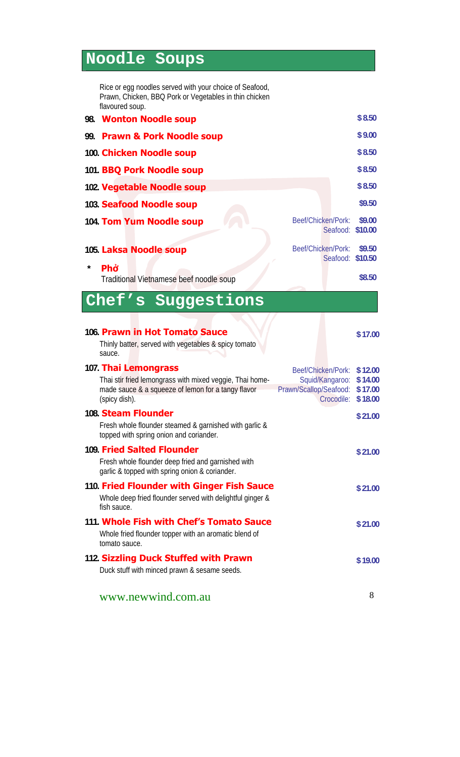# Noodle Soups

Rice or egg noodles served with your choice of Seafood, Prawn, Chicken, BBQ Pork or Vegetables in thin chicken flavoured soup.

| Item | | Price |
|---|---|---|
| **98. Wonton Noodle soup** | | $8.50 |
| **99. Prawn & Pork Noodle soup** | | $9.00 |
| **100. Chicken Noodle soup** | | $8.50 |
| **101. BBQ Pork Noodle soup** | | $8.50 |
| **102. Vegetable Noodle soup** | | $8.50 |
| **103. Seafood Noodle soup** | | $9.50 |
| **104. Tom Yum Noodle soup** | Beef/Chicken/Pork: | $9.00 |
| | Seafood: | $10.00 |
| **105. Laksa Noodle soup** | Beef/Chicken/Pork: | $9.50 |
| | Seafood: | $10.50 |
| * **Phở** Traditional Vietnamese beef noodle soup | | $8.50 |

# Chef's Suggestions

**106. Prawn in Hot Tomato Sauce** — $17.00
Thinly batter, served with vegetables & spicy tomato sauce.

**107. Thai Lemongrass**
Thai stir fried lemongrass with mixed veggie, Thai home-made sauce & a squeeze of lemon for a tangy flavor (spicy dish).

| | Price |
|---|---|
| Beef/Chicken/Pork: | $12.00 |
| Squid/Kangaroo: | $14.00 |
| Prawn/Scallop/Seafood: | $17.00 |
| Crocodile: | $18.00 |

**108. Steam Flounder** — $21.00
Fresh whole flounder steamed & garnished with garlic & topped with spring onion and coriander.

**109. Fried Salted Flounder** — $21.00
Fresh whole flounder deep fried and garnished with garlic & topped with spring onion & coriander.

**110. Fried Flounder with Ginger Fish Sauce** — $21.00
Whole deep fried flounder served with delightful ginger & fish sauce.

**111. Whole Fish with Chef's Tomato Sauce** — $21.00
Whole fried flounder topper with an aromatic blend of tomato sauce.

**112. Sizzling Duck Stuffed with Prawn** — $19.00
Duck stuff with minced prawn & sesame seeds.

www.newwind.com.au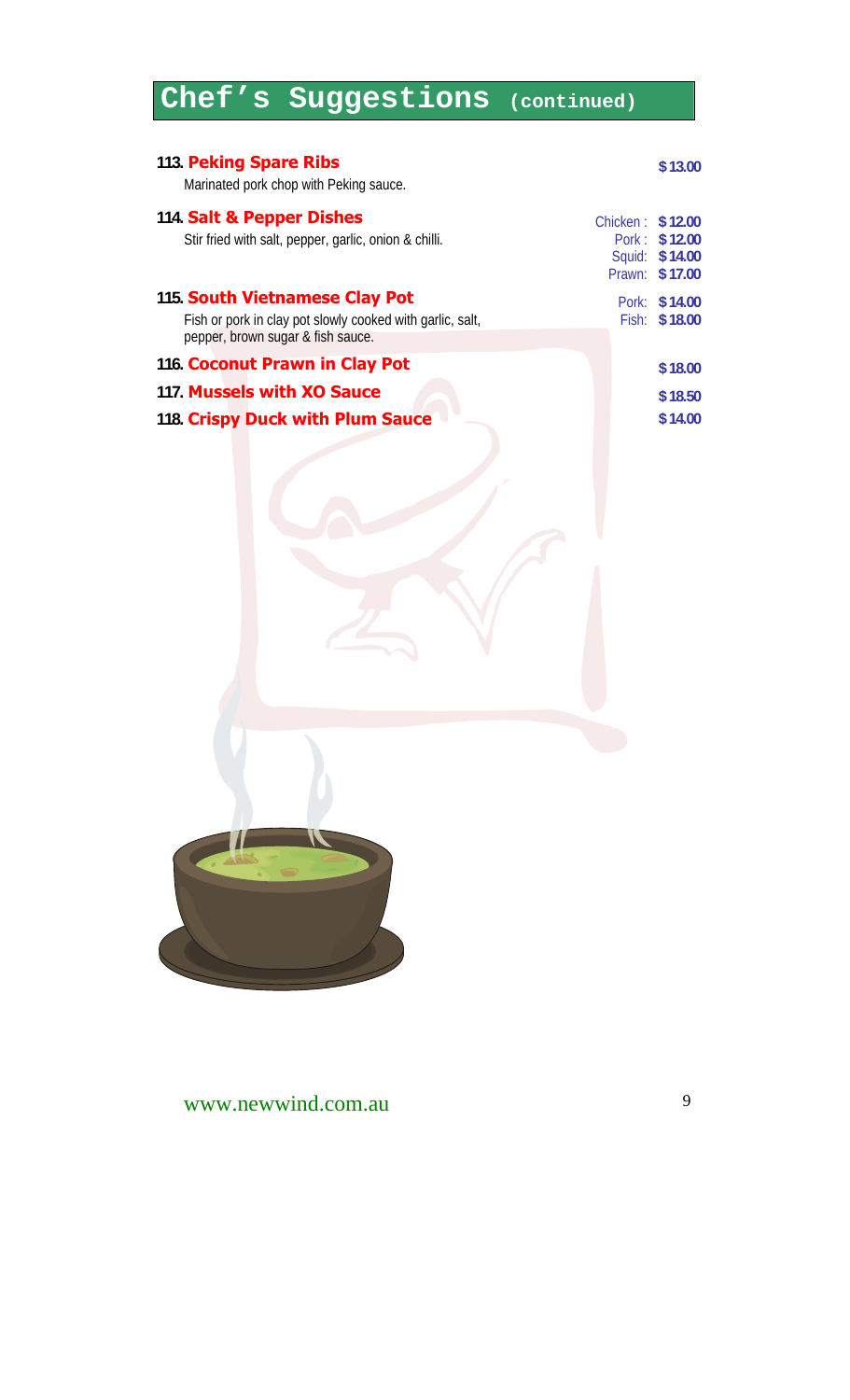# Chef's Suggestions (continued)

**113. Peking Spare Ribs** — **$13.00**
Marinated pork chop with Peking sauce.

**114. Salt & Pepper Dishes**
Stir fried with salt, pepper, garlic, onion & chilli.

- Chicken : **$12.00**
- Pork : **$12.00**
- Squid: **$14.00**
- Prawn: **$17.00**

**115. South Vietnamese Clay Pot**
Fish or pork in clay pot slowly cooked with garlic, salt, pepper, brown sugar & fish sauce.

- Pork: **$14.00**
- Fish: **$18.00**

**116. Coconut Prawn in Clay Pot** — **$18.00**

**117. Mussels with XO Sauce** — **$18.50**

**118. Crispy Duck with Plum Sauce** — **$14.00**

www.newwind.com.au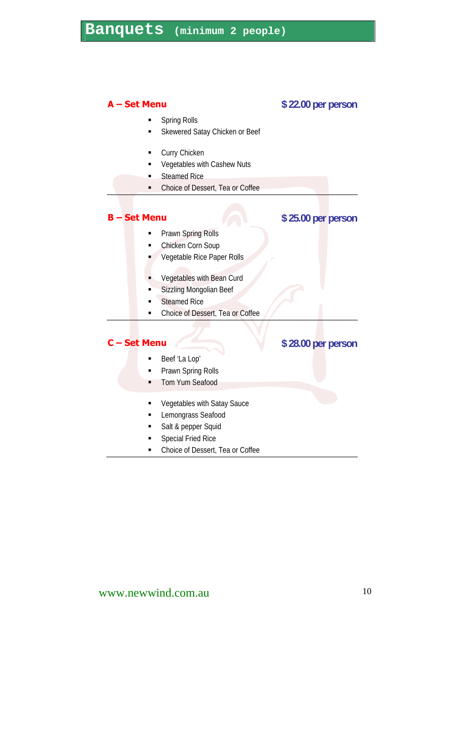# Banquets (minimum 2 people)

## A – Set Menu

**$22.00 per person**

- Spring Rolls
- Skewered Satay Chicken or Beef

- Curry Chicken
- Vegetables with Cashew Nuts
- Steamed Rice
- Choice of Dessert, Tea or Coffee

---

## B – Set Menu

**$25.00 per person**

- Prawn Spring Rolls
- Chicken Corn Soup
- Vegetable Rice Paper Rolls

- Vegetables with Bean Curd
- Sizzling Mongolian Beef
- Steamed Rice
- Choice of Dessert, Tea or Coffee

---

## C – Set Menu

**$28.00 per person**

- Beef 'La Lop'
- Prawn Spring Rolls
- Tom Yum Seafood

- Vegetables with Satay Sauce
- Lemongrass Seafood
- Salt & pepper Squid
- Special Fried Rice
- Choice of Dessert, Tea or Coffee

---

www.newwind.com.au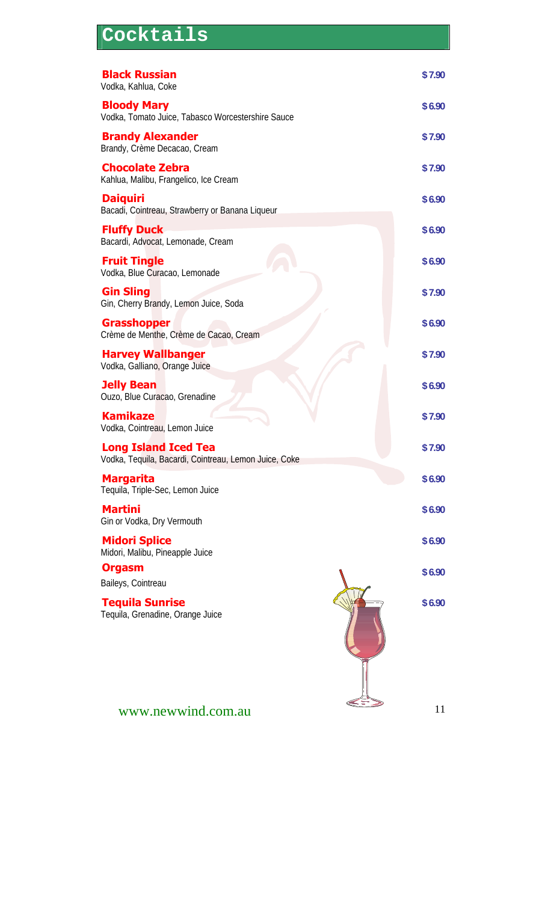# Cocktails

**Black Russian** — $7.90
Vodka, Kahlua, Coke

**Bloody Mary** — $6.90
Vodka, Tomato Juice, Tabasco Worcestershire Sauce

**Brandy Alexander** — $7.90
Brandy, Crème Decacao, Cream

**Chocolate Zebra** — $7.90
Kahlua, Malibu, Frangelico, Ice Cream

**Daiquiri** — $6.90
Bacadi, Cointreau, Strawberry or Banana Liqueur

**Fluffy Duck** — $6.90
Bacardi, Advocat, Lemonade, Cream

**Fruit Tingle** — $6.90
Vodka, Blue Curacao, Lemonade

**Gin Sling** — $7.90
Gin, Cherry Brandy, Lemon Juice, Soda

**Grasshopper** — $6.90
Crème de Menthe, Crème de Cacao, Cream

**Harvey Wallbanger** — $7.90
Vodka, Galliano, Orange Juice

**Jelly Bean** — $6.90
Ouzo, Blue Curacao, Grenadine

**Kamikaze** — $7.90
Vodka, Cointreau, Lemon Juice

**Long Island Iced Tea** — $7.90
Vodka, Tequila, Bacardi, Cointreau, Lemon Juice, Coke

**Margarita** — $6.90
Tequila, Triple-Sec, Lemon Juice

**Martini** — $6.90
Gin or Vodka, Dry Vermouth

**Midori Splice** — $6.90
Midori, Malibu, Pineapple Juice

**Orgasm** — $6.90
Baileys, Cointreau

**Tequila Sunrise** — $6.90
Tequila, Grenadine, Orange Juice

www.newwind.com.au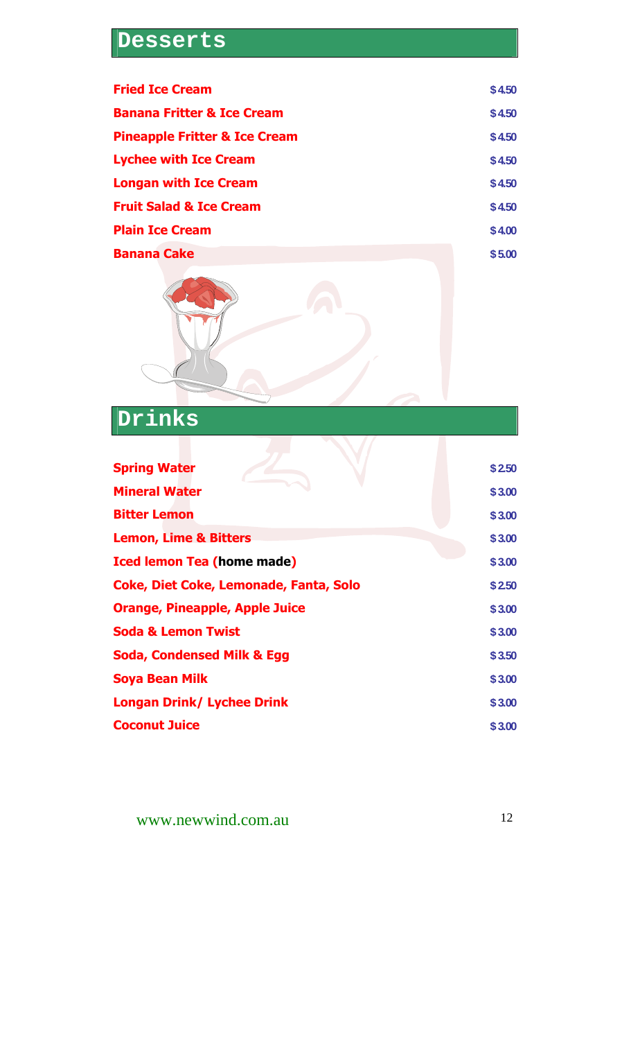# Desserts

| | |
|---|---|
| **Fried Ice Cream** | **$4.50** |
| **Banana Fritter & Ice Cream** | **$4.50** |
| **Pineapple Fritter & Ice Cream** | **$4.50** |
| **Lychee with Ice Cream** | **$4.50** |
| **Longan with Ice Cream** | **$4.50** |
| **Fruit Salad & Ice Cream** | **$4.50** |
| **Plain Ice Cream** | **$4.00** |
| **Banana Cake** | **$5.00** |

# Drinks

| | |
|---|---|
| **Spring Water** | **$2.50** |
| **Mineral Water** | **$3.00** |
| **Bitter Lemon** | **$3.00** |
| **Lemon, Lime & Bitters** | **$3.00** |
| **Iced lemon Tea (home made)** | **$3.00** |
| **Coke, Diet Coke, Lemonade, Fanta, Solo** | **$2.50** |
| **Orange, Pineapple, Apple Juice** | **$3.00** |
| **Soda & Lemon Twist** | **$3.00** |
| **Soda, Condensed Milk & Egg** | **$3.50** |
| **Soya Bean Milk** | **$3.00** |
| **Longan Drink/ Lychee Drink** | **$3.00** |
| **Coconut Juice** | **$3.00** |

www.newwind.com.au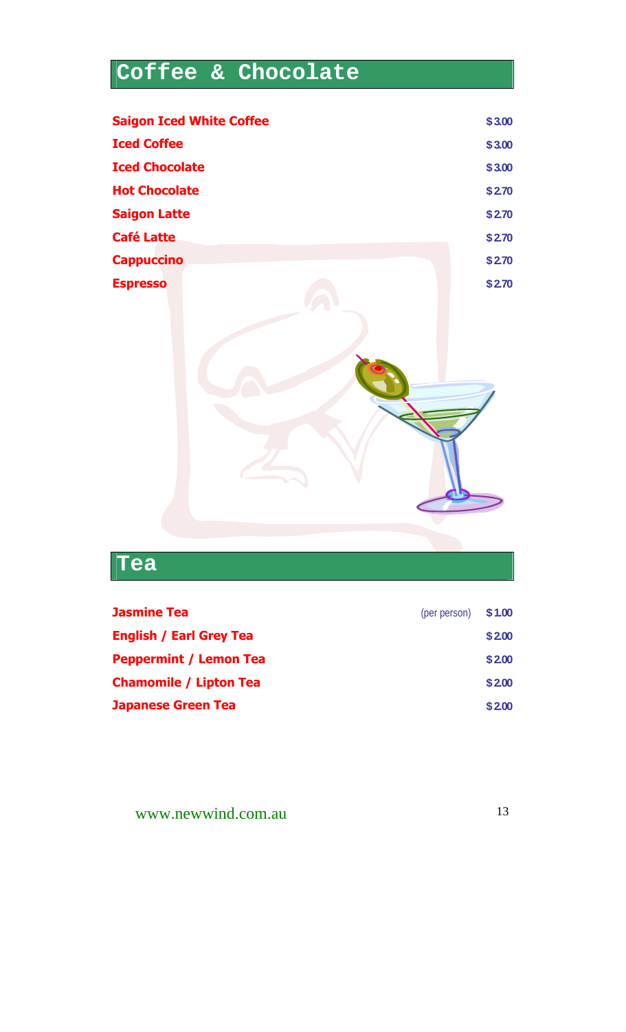## Coffee & Chocolate

| Item | | Price |
|---|---|---|
| **Saigon Iced White Coffee** | | $3.00 |
| **Iced Coffee** | | $3.00 |
| **Iced Chocolate** | | $3.00 |
| **Hot Chocolate** | | $2.70 |
| **Saigon Latte** | | $2.70 |
| **Café Latte** | | $2.70 |
| **Cappuccino** | | $2.70 |
| **Espresso** | | $2.70 |

## Tea

| Item | | Price |
|---|---|---|
| **Jasmine Tea** | (per person) | $1.00 |
| **English / Earl Grey Tea** | | $2.00 |
| **Peppermint / Lemon Tea** | | $2.00 |
| **Chamomile / Lipton Tea** | | $2.00 |
| **Japanese Green Tea** | | $2.00 |

www.newwind.com.au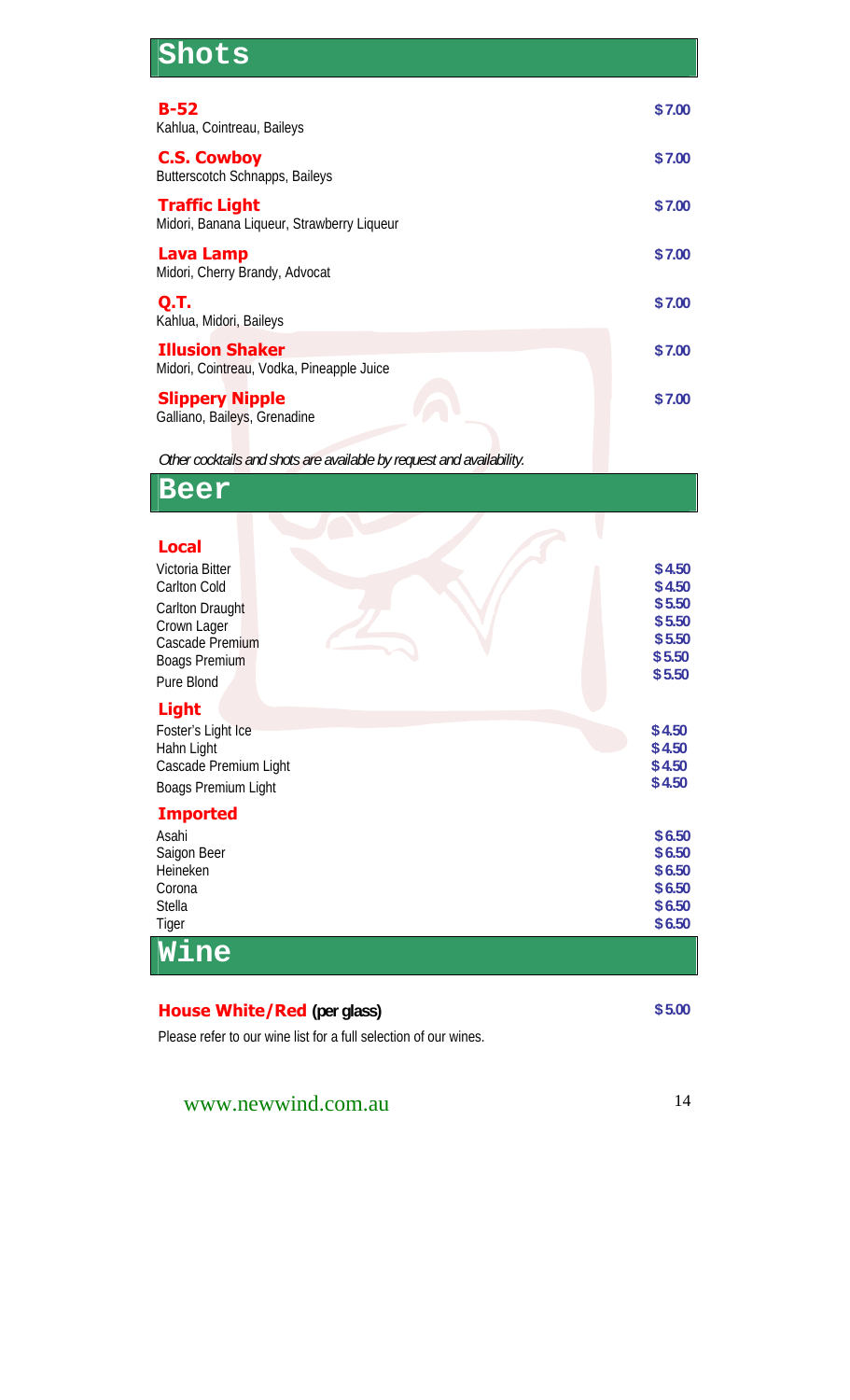# Shots

| | |
|---|---|
| **B-52**<br>Kahlua, Cointreau, Baileys | $7.00 |
| **C.S. Cowboy**<br>Butterscotch Schnapps, Baileys | $7.00 |
| **Traffic Light**<br>Midori, Banana Liqueur, Strawberry Liqueur | $7.00 |
| **Lava Lamp**<br>Midori, Cherry Brandy, Advocat | $7.00 |
| **Q.T.**<br>Kahlua, Midori, Baileys | $7.00 |
| **Illusion Shaker**<br>Midori, Cointreau, Vodka, Pineapple Juice | $7.00 |
| **Slippery Nipple**<br>Galliano, Baileys, Grenadine | $7.00 |

*Other cocktails and shots are available by request and availability.*

# Beer

### Local

| | |
|---|---|
| Victoria Bitter | $4.50 |
| Carlton Cold | $4.50 |
| Carlton Draught | $5.50 |
| Crown Lager | $5.50 |
| Cascade Premium | $5.50 |
| Boags Premium | $5.50 |
| Pure Blond | $5.50 |

### Light

| | |
|---|---|
| Foster's Light Ice | $4.50 |
| Hahn Light | $4.50 |
| Cascade Premium Light | $4.50 |
| Boags Premium Light | $4.50 |

### Imported

| | |
|---|---|
| Asahi | $6.50 |
| Saigon Beer | $6.50 |
| Heineken | $6.50 |
| Corona | $6.50 |
| Stella | $6.50 |
| Tiger | $6.50 |

# Wine

**House White/Red (per glass)** $5.00

Please refer to our wine list for a full selection of our wines.

www.newwind.com.au